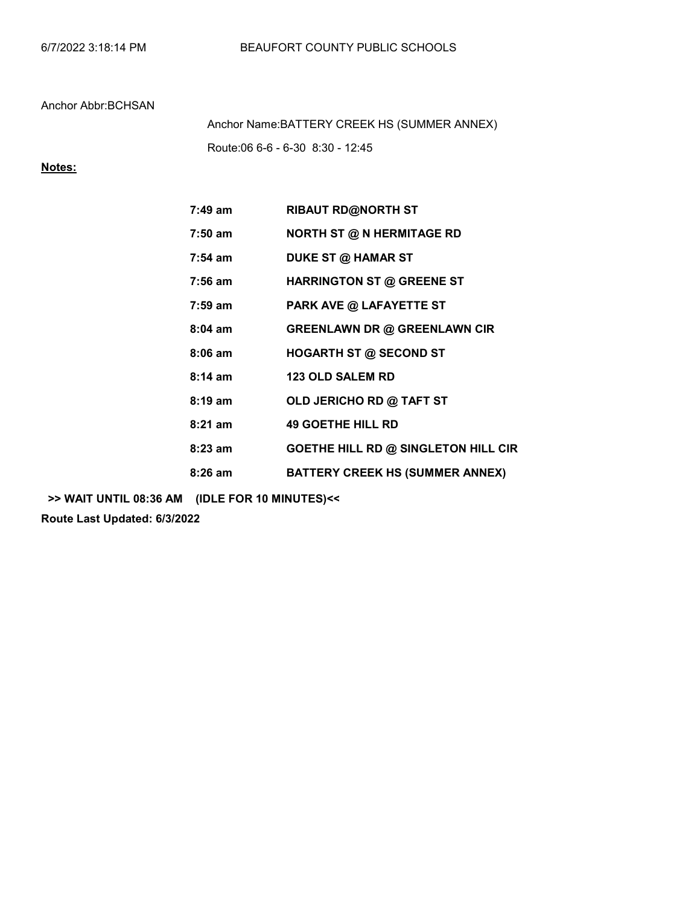Anchor Abbr:BCHSAN

Anchor Name:BATTERY CREEK HS (SUMMER ANNEX)

Route:06 6-6 - 6-30 8:30 - 12:45

**Notes:**

| | |
|---|---|
| **7:49 am** | **RIBAUT RD@NORTH ST** |
| **7:50 am** | **NORTH ST @ N HERMITAGE RD** |
| **7:54 am** | **DUKE ST @ HAMAR ST** |
| **7:56 am** | **HARRINGTON ST @ GREENE ST** |
| **7:59 am** | **PARK AVE @ LAFAYETTE ST** |
| **8:04 am** | **GREENLAWN DR @ GREENLAWN CIR** |
| **8:06 am** | **HOGARTH ST @ SECOND ST** |
| **8:14 am** | **123 OLD SALEM RD** |
| **8:19 am** | **OLD JERICHO RD @ TAFT ST** |
| **8:21 am** | **49 GOETHE HILL RD** |
| **8:23 am** | **GOETHE HILL RD @ SINGLETON HILL CIR** |
| **8:26 am** | **BATTERY CREEK HS (SUMMER ANNEX)** |

**>> WAIT UNTIL 08:36 AM (IDLE FOR 10 MINUTES)<<**

**Route Last Updated: 6/3/2022**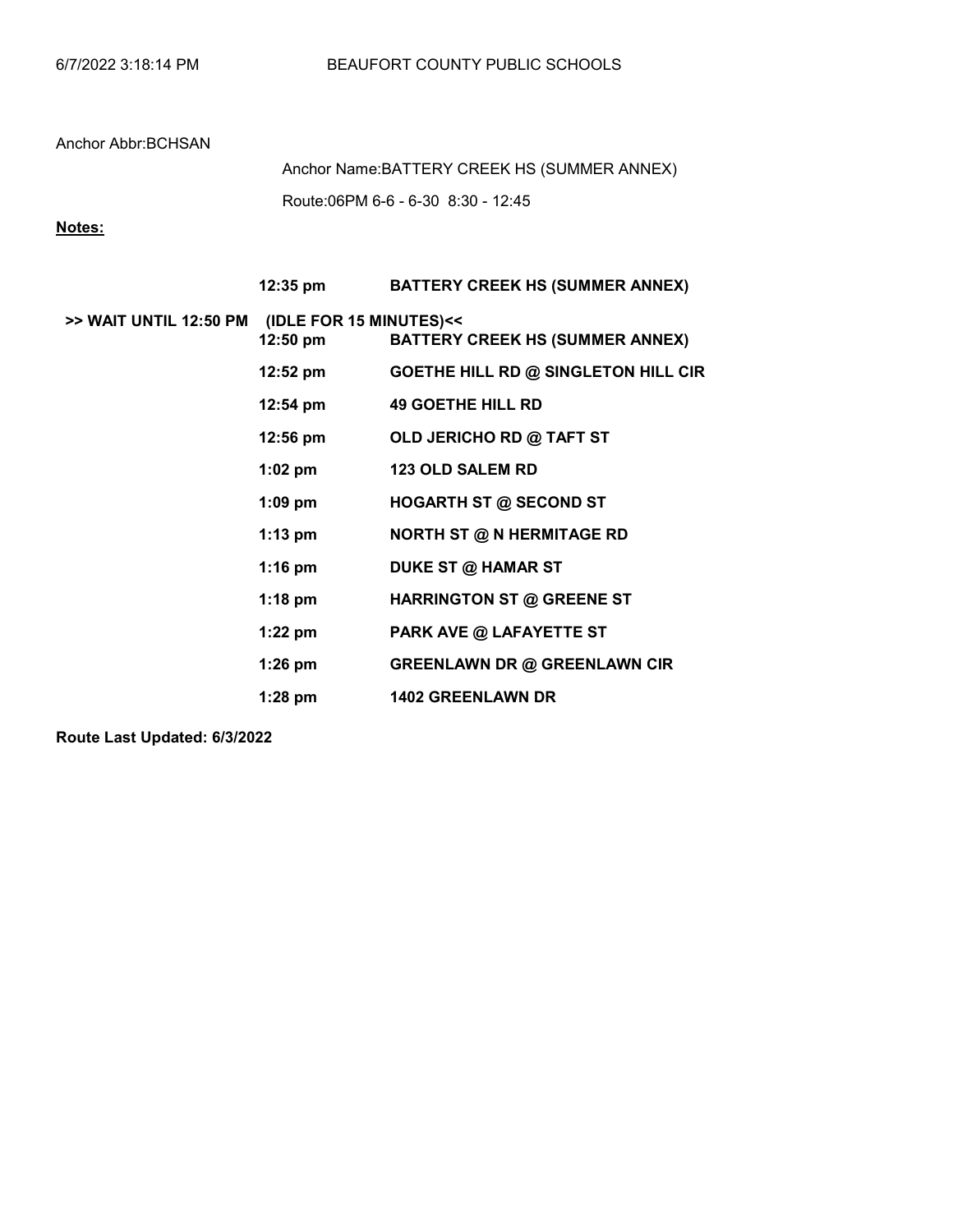Anchor Abbr:BCHSAN

Anchor Name:BATTERY CREEK HS (SUMMER ANNEX)

Route:06PM 6-6 - 6-30 8:30 - 12:45

**Notes:**

| | | |
|---|---|---|
| | **12:35 pm** | **BATTERY CREEK HS (SUMMER ANNEX)** |
| **>> WAIT UNTIL 12:50 PM** | **(IDLE FOR 15 MINUTES)<<** | |
| | **12:50 pm** | **BATTERY CREEK HS (SUMMER ANNEX)** |
| | **12:52 pm** | **GOETHE HILL RD @ SINGLETON HILL CIR** |
| | **12:54 pm** | **49 GOETHE HILL RD** |
| | **12:56 pm** | **OLD JERICHO RD @ TAFT ST** |
| | **1:02 pm** | **123 OLD SALEM RD** |
| | **1:09 pm** | **HOGARTH ST @ SECOND ST** |
| | **1:13 pm** | **NORTH ST @ N HERMITAGE RD** |
| | **1:16 pm** | **DUKE ST @ HAMAR ST** |
| | **1:18 pm** | **HARRINGTON ST @ GREENE ST** |
| | **1:22 pm** | **PARK AVE @ LAFAYETTE ST** |
| | **1:26 pm** | **GREENLAWN DR @ GREENLAWN CIR** |
| | **1:28 pm** | **1402 GREENLAWN DR** |

**Route Last Updated: 6/3/2022**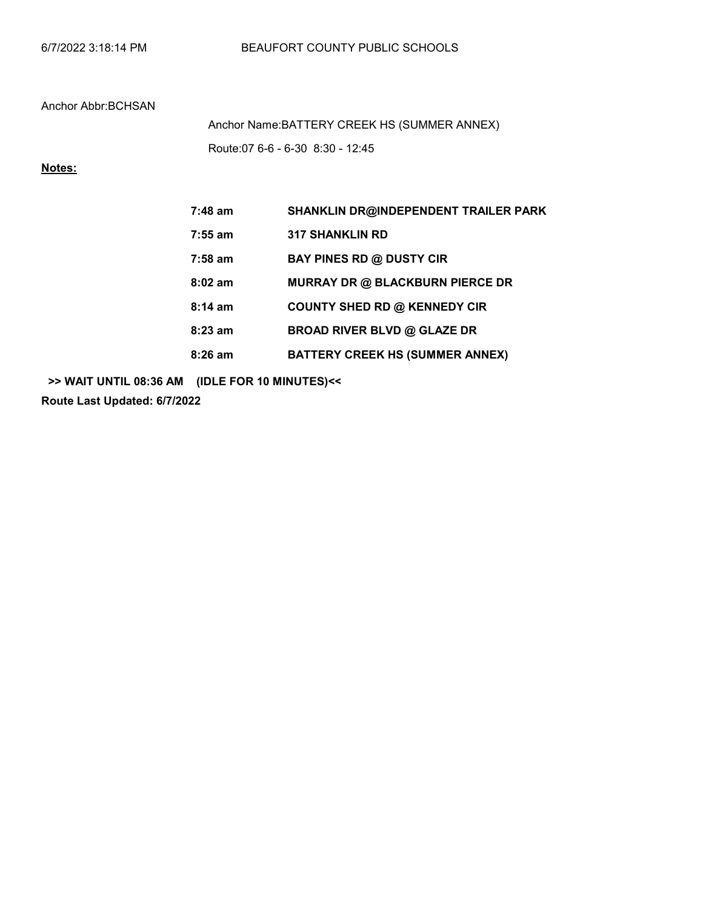Anchor Abbr:BCHSAN

Anchor Name:BATTERY CREEK HS (SUMMER ANNEX)

Route:07 6-6 - 6-30 8:30 - 12:45

**Notes:**

| | |
|---|---|
| **7:48 am** | **SHANKLIN DR@INDEPENDENT TRAILER PARK** |
| **7:55 am** | **317 SHANKLIN RD** |
| **7:58 am** | **BAY PINES RD @ DUSTY CIR** |
| **8:02 am** | **MURRAY DR @ BLACKBURN PIERCE DR** |
| **8:14 am** | **COUNTY SHED RD @ KENNEDY CIR** |
| **8:23 am** | **BROAD RIVER BLVD @ GLAZE DR** |
| **8:26 am** | **BATTERY CREEK HS (SUMMER ANNEX)** |

**>> WAIT UNTIL 08:36 AM (IDLE FOR 10 MINUTES)<<**

**Route Last Updated: 6/7/2022**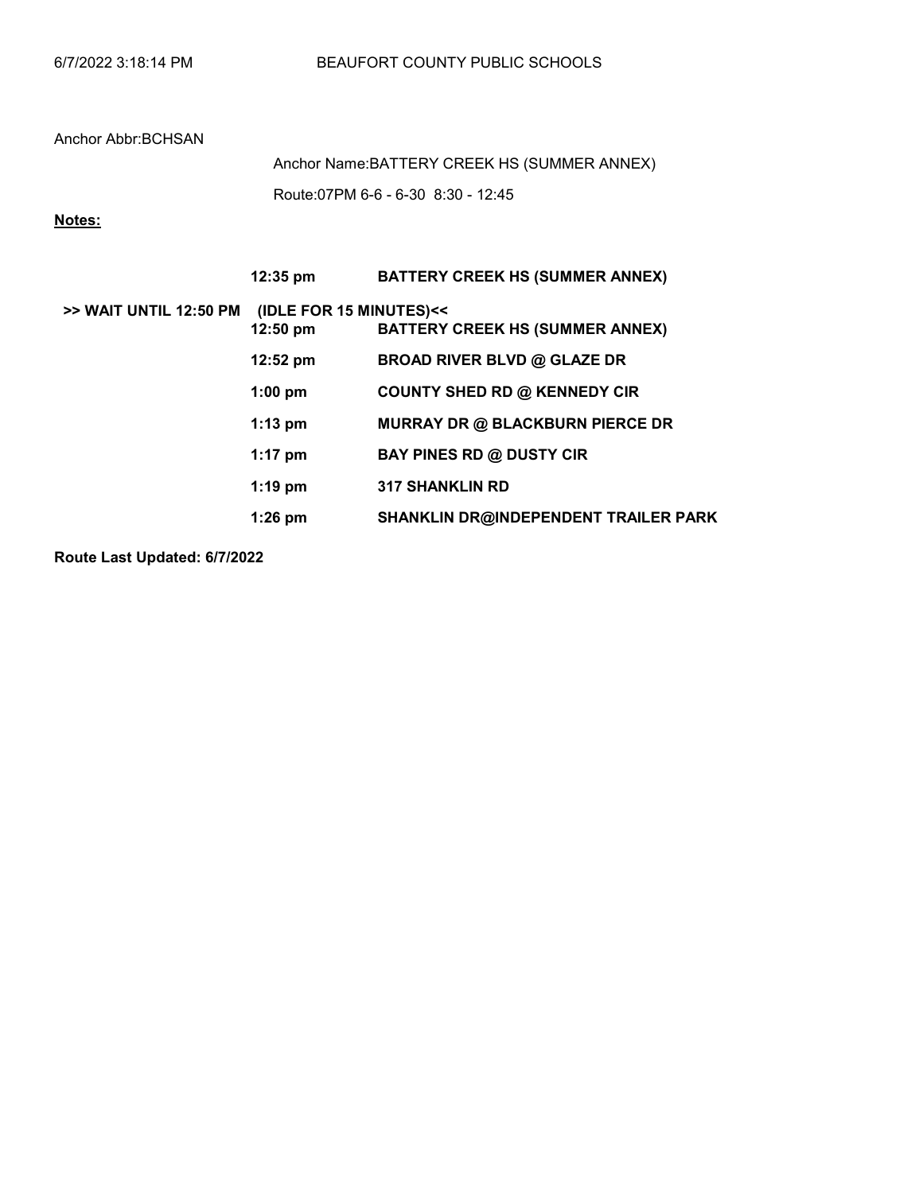Anchor Abbr:BCHSAN

Anchor Name:BATTERY CREEK HS (SUMMER ANNEX)

Route:07PM 6-6 - 6-30 8:30 - 12:45

**Notes:**

| | Time | Stop |
|---|---|---|
| | **12:35 pm** | **BATTERY CREEK HS (SUMMER ANNEX)** |
| **>> WAIT UNTIL 12:50 PM** | **(IDLE FOR 15 MINUTES)<<** | |
| | **12:50 pm** | **BATTERY CREEK HS (SUMMER ANNEX)** |
| | **12:52 pm** | **BROAD RIVER BLVD @ GLAZE DR** |
| | **1:00 pm** | **COUNTY SHED RD @ KENNEDY CIR** |
| | **1:13 pm** | **MURRAY DR @ BLACKBURN PIERCE DR** |
| | **1:17 pm** | **BAY PINES RD @ DUSTY CIR** |
| | **1:19 pm** | **317 SHANKLIN RD** |
| | **1:26 pm** | **SHANKLIN DR@INDEPENDENT TRAILER PARK** |

**Route Last Updated: 6/7/2022**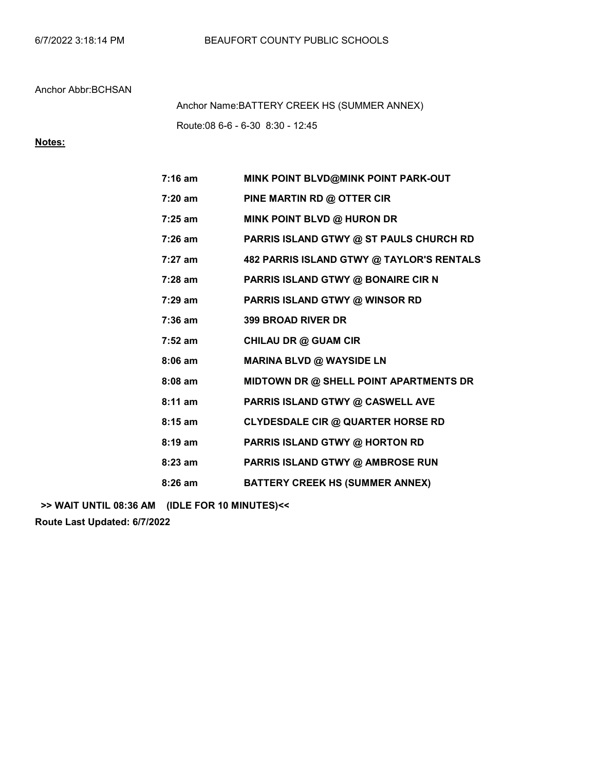Anchor Abbr:BCHSAN

Anchor Name:BATTERY CREEK HS (SUMMER ANNEX)

Route:08 6-6 - 6-30 8:30 - 12:45

**Notes:**

| | |
|---|---|
| **7:16 am** | **MINK POINT BLVD@MINK POINT PARK-OUT** |
| **7:20 am** | **PINE MARTIN RD @ OTTER CIR** |
| **7:25 am** | **MINK POINT BLVD @ HURON DR** |
| **7:26 am** | **PARRIS ISLAND GTWY @ ST PAULS CHURCH RD** |
| **7:27 am** | **482 PARRIS ISLAND GTWY @ TAYLOR'S RENTALS** |
| **7:28 am** | **PARRIS ISLAND GTWY @ BONAIRE CIR N** |
| **7:29 am** | **PARRIS ISLAND GTWY @ WINSOR RD** |
| **7:36 am** | **399 BROAD RIVER DR** |
| **7:52 am** | **CHILAU DR @ GUAM CIR** |
| **8:06 am** | **MARINA BLVD @ WAYSIDE LN** |
| **8:08 am** | **MIDTOWN DR @ SHELL POINT APARTMENTS DR** |
| **8:11 am** | **PARRIS ISLAND GTWY @ CASWELL AVE** |
| **8:15 am** | **CLYDESDALE CIR @ QUARTER HORSE RD** |
| **8:19 am** | **PARRIS ISLAND GTWY @ HORTON RD** |
| **8:23 am** | **PARRIS ISLAND GTWY @ AMBROSE RUN** |
| **8:26 am** | **BATTERY CREEK HS (SUMMER ANNEX)** |

**>> WAIT UNTIL 08:36 AM (IDLE FOR 10 MINUTES)<<**

**Route Last Updated: 6/7/2022**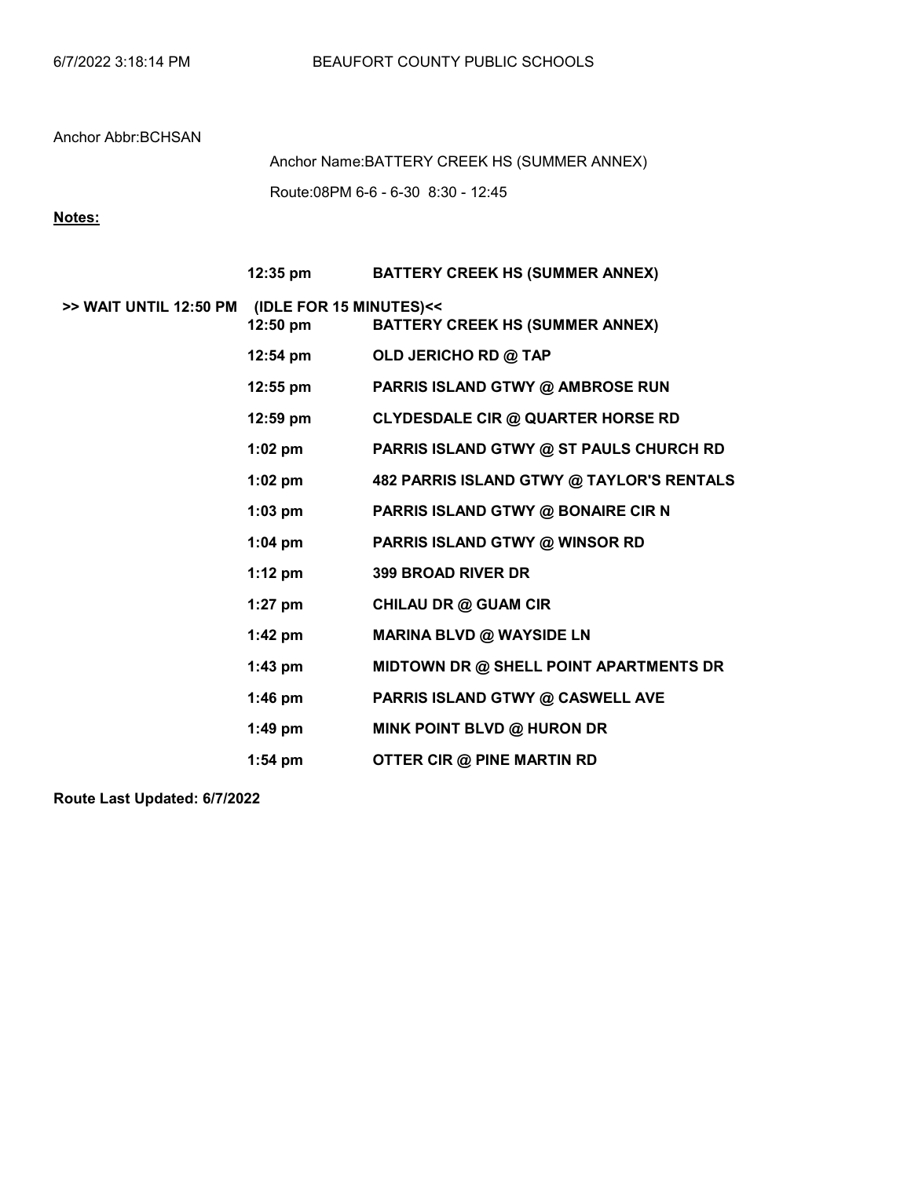6/7/2022 3:18:14 PM BEAUFORT COUNTY PUBLIC SCHOOLS

Anchor Abbr:BCHSAN

Anchor Name:BATTERY CREEK HS (SUMMER ANNEX)

Route:08PM 6-6 - 6-30 8:30 - 12:45

**Notes:**

| | Time | Stop |
|---|---|---|
| | **12:35 pm** | **BATTERY CREEK HS (SUMMER ANNEX)** |
| **>> WAIT UNTIL 12:50 PM** | **(IDLE FOR 15 MINUTES)<<** | |
| | **12:50 pm** | **BATTERY CREEK HS (SUMMER ANNEX)** |
| | **12:54 pm** | **OLD JERICHO RD @ TAP** |
| | **12:55 pm** | **PARRIS ISLAND GTWY @ AMBROSE RUN** |
| | **12:59 pm** | **CLYDESDALE CIR @ QUARTER HORSE RD** |
| | **1:02 pm** | **PARRIS ISLAND GTWY @ ST PAULS CHURCH RD** |
| | **1:02 pm** | **482 PARRIS ISLAND GTWY @ TAYLOR'S RENTALS** |
| | **1:03 pm** | **PARRIS ISLAND GTWY @ BONAIRE CIR N** |
| | **1:04 pm** | **PARRIS ISLAND GTWY @ WINSOR RD** |
| | **1:12 pm** | **399 BROAD RIVER DR** |
| | **1:27 pm** | **CHILAU DR @ GUAM CIR** |
| | **1:42 pm** | **MARINA BLVD @ WAYSIDE LN** |
| | **1:43 pm** | **MIDTOWN DR @ SHELL POINT APARTMENTS DR** |
| | **1:46 pm** | **PARRIS ISLAND GTWY @ CASWELL AVE** |
| | **1:49 pm** | **MINK POINT BLVD @ HURON DR** |
| | **1:54 pm** | **OTTER CIR @ PINE MARTIN RD** |

**Route Last Updated: 6/7/2022**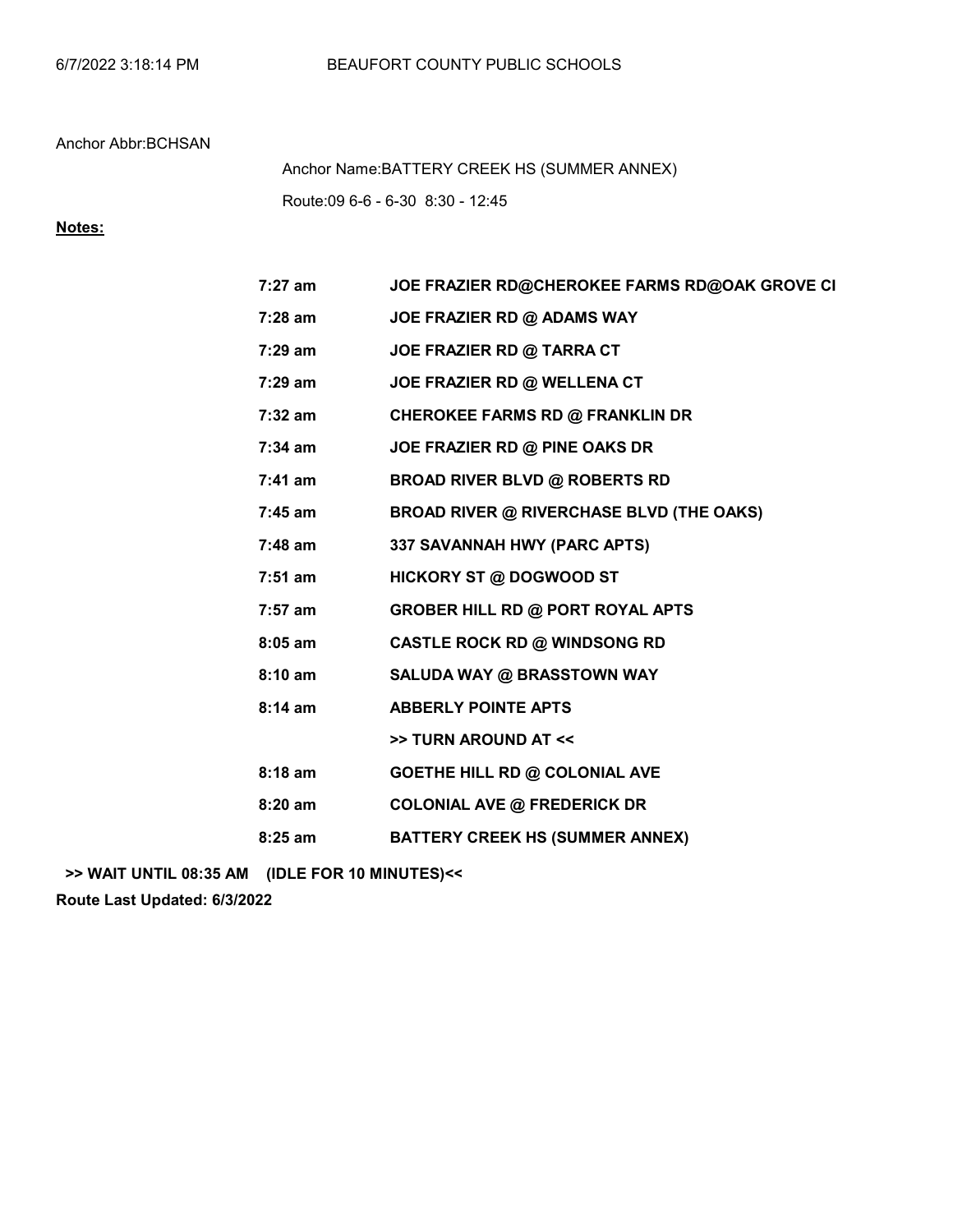6/7/2022 3:18:14 PM BEAUFORT COUNTY PUBLIC SCHOOLS

Anchor Abbr:BCHSAN

Anchor Name:BATTERY CREEK HS (SUMMER ANNEX)

Route:09 6-6 - 6-30 8:30 - 12:45

**Notes:**

| | |
|---|---|
| **7:27 am** | **JOE FRAZIER RD@CHEROKEE FARMS RD@OAK GROVE CI** |
| **7:28 am** | **JOE FRAZIER RD @ ADAMS WAY** |
| **7:29 am** | **JOE FRAZIER RD @ TARRA CT** |
| **7:29 am** | **JOE FRAZIER RD @ WELLENA CT** |
| **7:32 am** | **CHEROKEE FARMS RD @ FRANKLIN DR** |
| **7:34 am** | **JOE FRAZIER RD @ PINE OAKS DR** |
| **7:41 am** | **BROAD RIVER BLVD @ ROBERTS RD** |
| **7:45 am** | **BROAD RIVER @ RIVERCHASE BLVD (THE OAKS)** |
| **7:48 am** | **337 SAVANNAH HWY (PARC APTS)** |
| **7:51 am** | **HICKORY ST @ DOGWOOD ST** |
| **7:57 am** | **GROBER HILL RD @ PORT ROYAL APTS** |
| **8:05 am** | **CASTLE ROCK RD @ WINDSONG RD** |
| **8:10 am** | **SALUDA WAY @ BRASSTOWN WAY** |
| **8:14 am** | **ABBERLY POINTE APTS** |
| | **>> TURN AROUND AT <<** |
| **8:18 am** | **GOETHE HILL RD @ COLONIAL AVE** |
| **8:20 am** | **COLONIAL AVE @ FREDERICK DR** |
| **8:25 am** | **BATTERY CREEK HS (SUMMER ANNEX)** |

**>> WAIT UNTIL 08:35 AM (IDLE FOR 10 MINUTES)<<**

**Route Last Updated: 6/3/2022**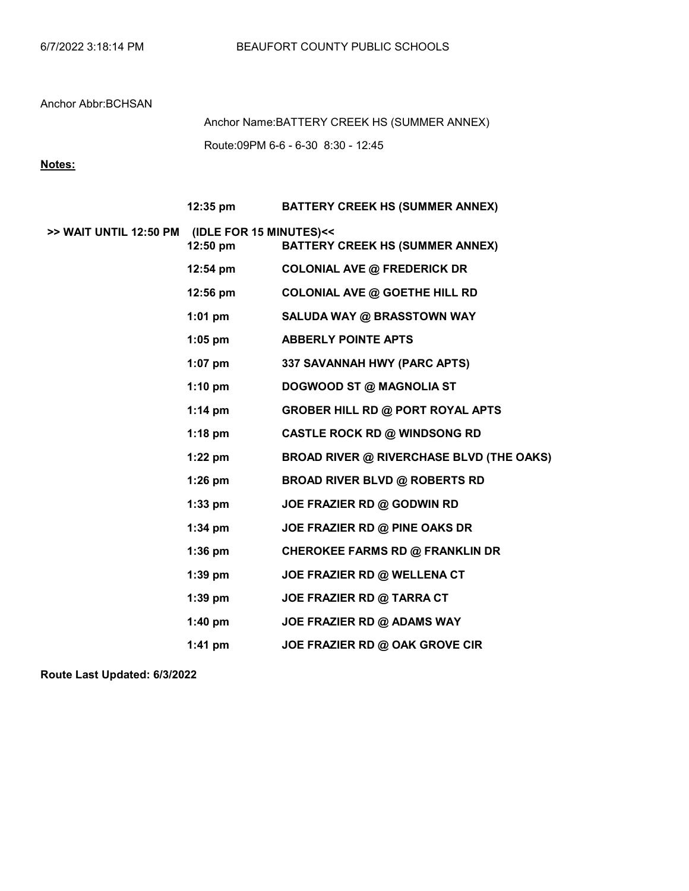Anchor Abbr:BCHSAN

Anchor Name:BATTERY CREEK HS (SUMMER ANNEX)

Route:09PM 6-6 - 6-30 8:30 - 12:45

**Notes:**

| | | |
|---|---|---|
| | **12:35 pm** | **BATTERY CREEK HS (SUMMER ANNEX)** |
| **>> WAIT UNTIL 12:50 PM** | **(IDLE FOR 15 MINUTES)<<** | |
| | **12:50 pm** | **BATTERY CREEK HS (SUMMER ANNEX)** |
| | **12:54 pm** | **COLONIAL AVE @ FREDERICK DR** |
| | **12:56 pm** | **COLONIAL AVE @ GOETHE HILL RD** |
| | **1:01 pm** | **SALUDA WAY @ BRASSTOWN WAY** |
| | **1:05 pm** | **ABBERLY POINTE APTS** |
| | **1:07 pm** | **337 SAVANNAH HWY (PARC APTS)** |
| | **1:10 pm** | **DOGWOOD ST @ MAGNOLIA ST** |
| | **1:14 pm** | **GROBER HILL RD @ PORT ROYAL APTS** |
| | **1:18 pm** | **CASTLE ROCK RD @ WINDSONG RD** |
| | **1:22 pm** | **BROAD RIVER @ RIVERCHASE BLVD (THE OAKS)** |
| | **1:26 pm** | **BROAD RIVER BLVD @ ROBERTS RD** |
| | **1:33 pm** | **JOE FRAZIER RD @ GODWIN RD** |
| | **1:34 pm** | **JOE FRAZIER RD @ PINE OAKS DR** |
| | **1:36 pm** | **CHEROKEE FARMS RD @ FRANKLIN DR** |
| | **1:39 pm** | **JOE FRAZIER RD @ WELLENA CT** |
| | **1:39 pm** | **JOE FRAZIER RD @ TARRA CT** |
| | **1:40 pm** | **JOE FRAZIER RD @ ADAMS WAY** |
| | **1:41 pm** | **JOE FRAZIER RD @ OAK GROVE CIR** |

**Route Last Updated: 6/3/2022**